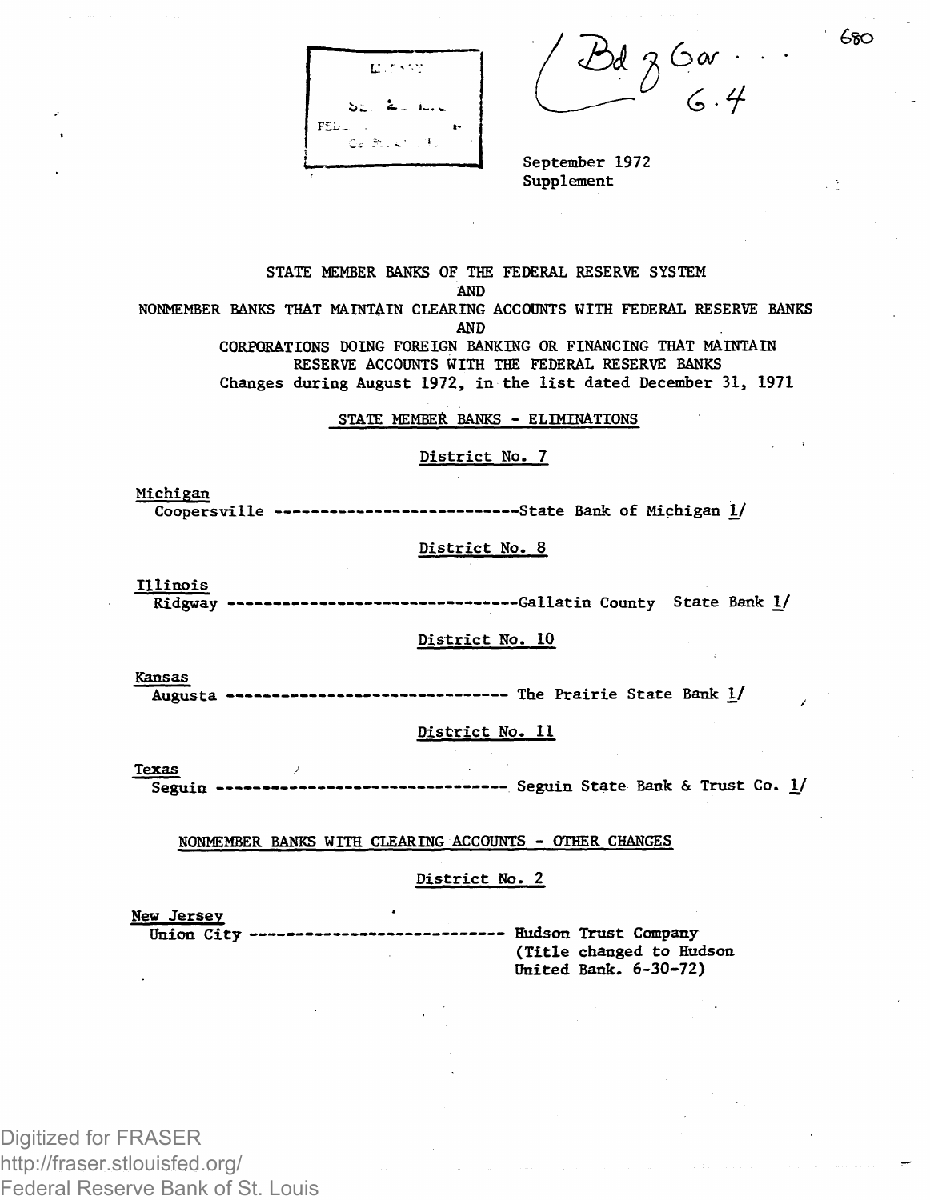September 1972
Supplement

STATE MEMBER BANKS OF THE FEDERAL RESERVE SYSTEM
AND
NONMEMBER BANKS THAT MAINTAIN CLEARING ACCOUNTS WITH FEDERAL RESERVE BANKS
AND
CORPORATIONS DOING FOREIGN BANKING OR FINANCING THAT MAINTAIN RESERVE ACCOUNTS WITH THE FEDERAL RESERVE BANKS
Changes during August 1972, in the list dated December 31, 1971

## STATE MEMBER BANKS - ELIMINATIONS

### District No. 7

**Michigan**
Coopersville ---------------------------State Bank of Michigan 1/

### District No. 8

**Illinois**
Ridgway --------------------------------Gallatin County State Bank 1/

### District No. 10

**Kansas**
Augusta ------------------------------- The Prairie State Bank 1/

### District No. 11

**Texas**
Seguin -------------------------------- Seguin State Bank & Trust Co. 1/

## NONMEMBER BANKS WITH CLEARING ACCOUNTS - OTHER CHANGES

### District No. 2

**New Jersey**
Union City ---------------------------- Hudson Trust Company
(Title changed to Hudson United Bank. 6-30-72)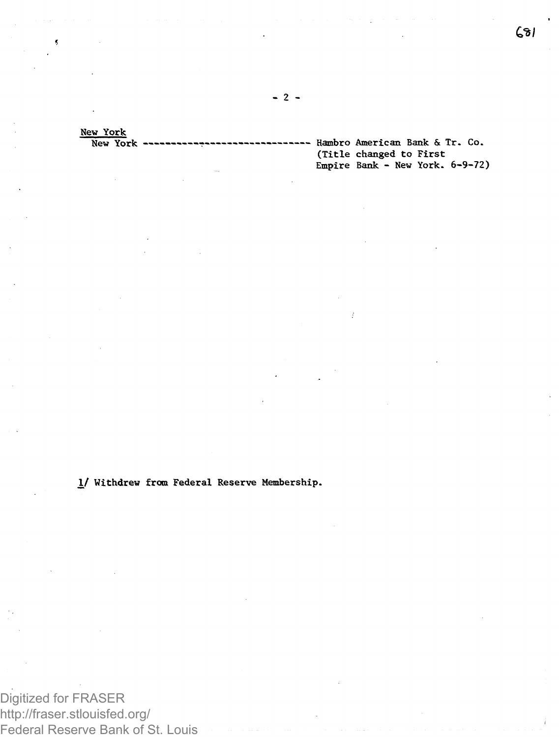New York

New York -------------------------------- Hambro American Bank & Tr. Co. (Title changed to First Empire Bank - New York. 6-9-72)

1/ Withdrew from Federal Reserve Membership.